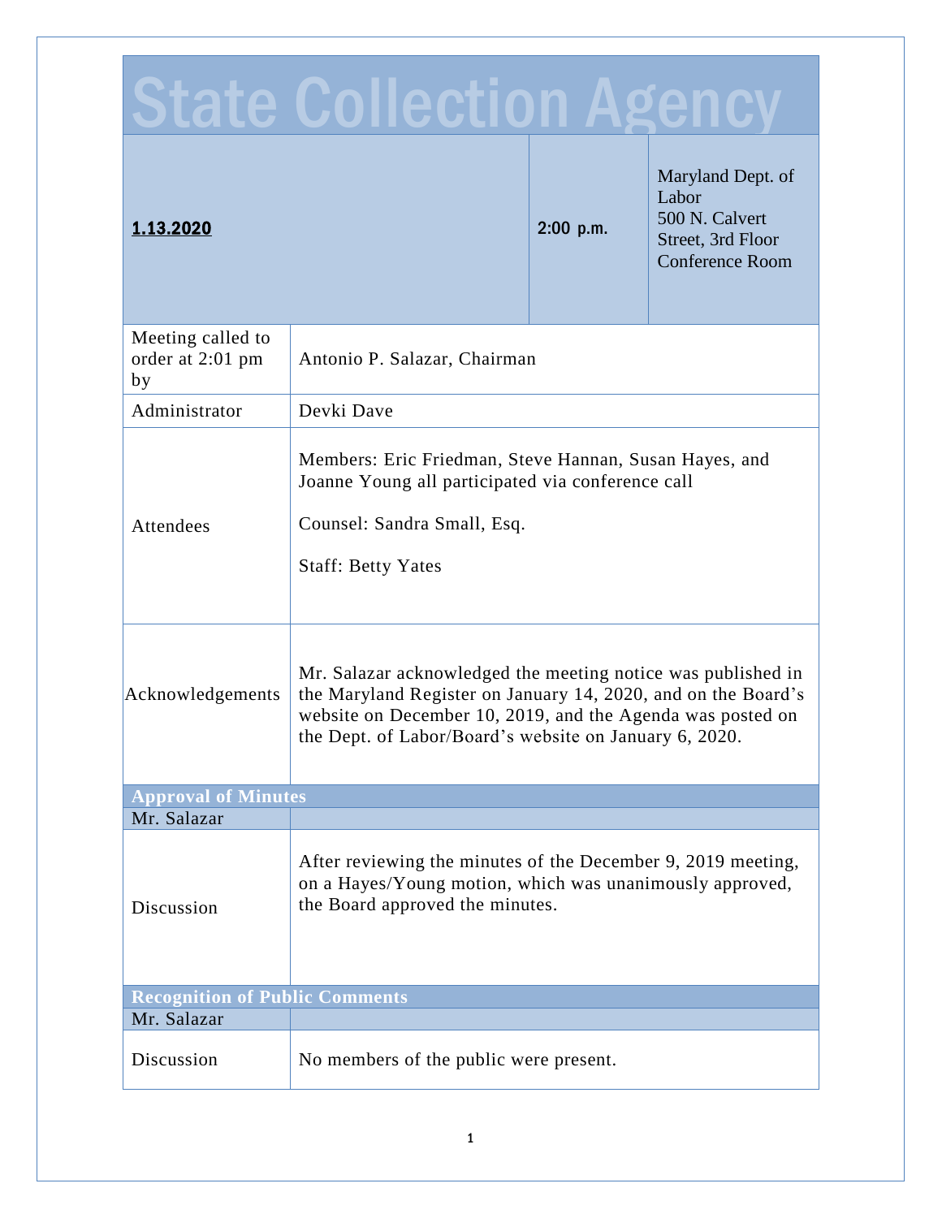# State Collection Agency

| **1.13.2020** | **2:00 p.m.** | Maryland Dept. of Labor<br>500 N. Calvert Street, 3rd Floor Conference Room |
|---|---|---|

| | |
|---|---|
| Meeting called to order at 2:01 pm by | Antonio P. Salazar, Chairman |
| Administrator | Devki Dave |
| Attendees | Members: Eric Friedman, Steve Hannan, Susan Hayes, and Joanne Young all participated via conference call<br><br>Counsel: Sandra Small, Esq.<br><br>Staff: Betty Yates |
| Acknowledgements | Mr. Salazar acknowledged the meeting notice was published in the Maryland Register on January 14, 2020, and on the Board's website on December 10, 2019, and the Agenda was posted on the Dept. of Labor/Board's website on January 6, 2020. |

## Approval of Minutes

| Mr. Salazar | |
|---|---|
| Discussion | After reviewing the minutes of the December 9, 2019 meeting, on a Hayes/Young motion, which was unanimously approved, the Board approved the minutes. |

## Recognition of Public Comments

| Mr. Salazar | |
|---|---|
| Discussion | No members of the public were present. |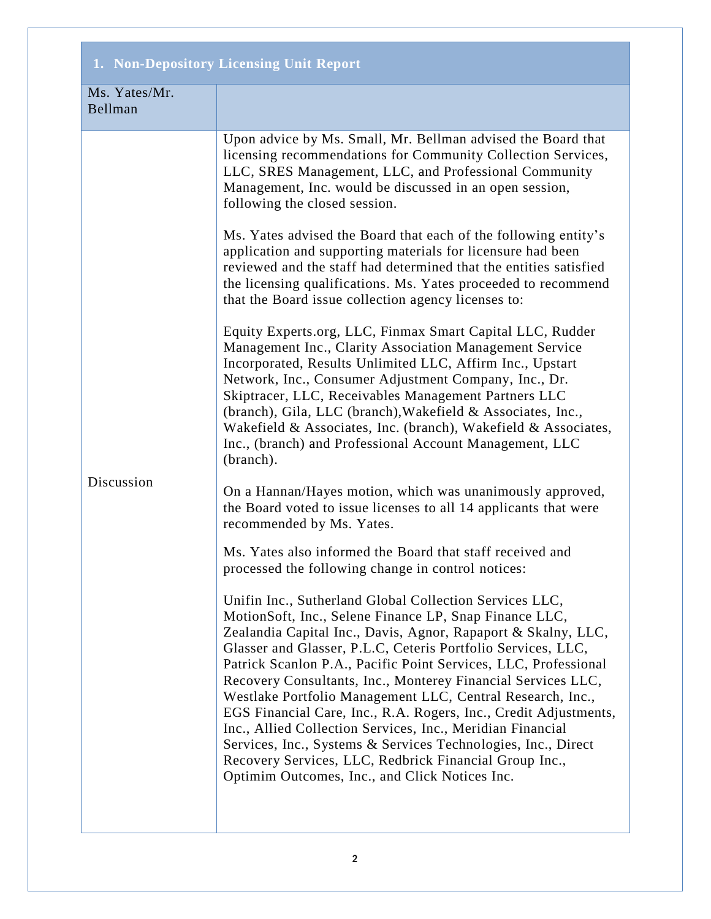| 1. Non-Depository Licensing Unit Report | |
| --- | --- |
| Ms. Yates/Mr. Bellman | |
| Discussion | Upon advice by Ms. Small, Mr. Bellman advised the Board that licensing recommendations for Community Collection Services, LLC, SRES Management, LLC, and Professional Community Management, Inc. would be discussed in an open session, following the closed session.<br><br>Ms. Yates advised the Board that each of the following entity's application and supporting materials for licensure had been reviewed and the staff had determined that the entities satisfied the licensing qualifications. Ms. Yates proceeded to recommend that the Board issue collection agency licenses to:<br><br>Equity Experts.org, LLC, Finmax Smart Capital LLC, Rudder Management Inc., Clarity Association Management Service Incorporated, Results Unlimited LLC, Affirm Inc., Upstart Network, Inc., Consumer Adjustment Company, Inc., Dr. Skiptracer, LLC, Receivables Management Partners LLC (branch), Gila, LLC (branch),Wakefield & Associates, Inc., Wakefield & Associates, Inc. (branch), Wakefield & Associates, Inc., (branch) and Professional Account Management, LLC (branch).<br><br>On a Hannan/Hayes motion, which was unanimously approved, the Board voted to issue licenses to all 14 applicants that were recommended by Ms. Yates.<br><br>Ms. Yates also informed the Board that staff received and processed the following change in control notices:<br><br>Unifin Inc., Sutherland Global Collection Services LLC, MotionSoft, Inc., Selene Finance LP, Snap Finance LLC, Zealandia Capital Inc., Davis, Agnor, Rapaport & Skalny, LLC, Glasser and Glasser, P.L.C, Ceteris Portfolio Services, LLC, Patrick Scanlon P.A., Pacific Point Services, LLC, Professional Recovery Consultants, Inc., Monterey Financial Services LLC, Westlake Portfolio Management LLC, Central Research, Inc., EGS Financial Care, Inc., R.A. Rogers, Inc., Credit Adjustments, Inc., Allied Collection Services, Inc., Meridian Financial Services, Inc., Systems & Services Technologies, Inc., Direct Recovery Services, LLC, Redbrick Financial Group Inc., Optimim Outcomes, Inc., and Click Notices Inc. |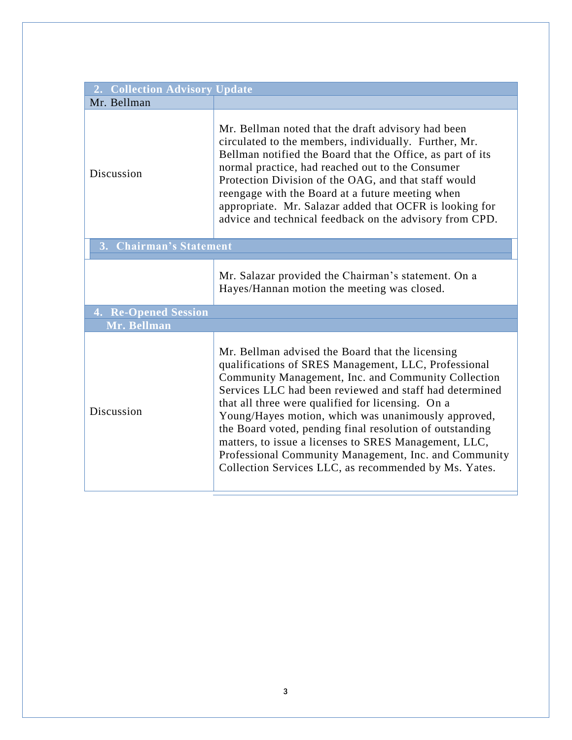## 2. Collection Advisory Update

| Mr. Bellman | |
|---|---|
| Discussion | Mr. Bellman noted that the draft advisory had been circulated to the members, individually. Further, Mr. Bellman notified the Board that the Office, as part of its normal practice, had reached out to the Consumer Protection Division of the OAG, and that staff would reengage with the Board at a future meeting when appropriate. Mr. Salazar added that OCFR is looking for advice and technical feedback on the advisory from CPD. |

## 3. Chairman's Statement

| | |
|---|---|
| | Mr. Salazar provided the Chairman's statement. On a Hayes/Hannan motion the meeting was closed. |

## 4. Re-Opened Session

| Mr. Bellman | |
|---|---|
| Discussion | Mr. Bellman advised the Board that the licensing qualifications of SRES Management, LLC, Professional Community Management, Inc. and Community Collection Services LLC had been reviewed and staff had determined that all three were qualified for licensing. On a Young/Hayes motion, which was unanimously approved, the Board voted, pending final resolution of outstanding matters, to issue a licenses to SRES Management, LLC, Professional Community Management, Inc. and Community Collection Services LLC, as recommended by Ms. Yates. |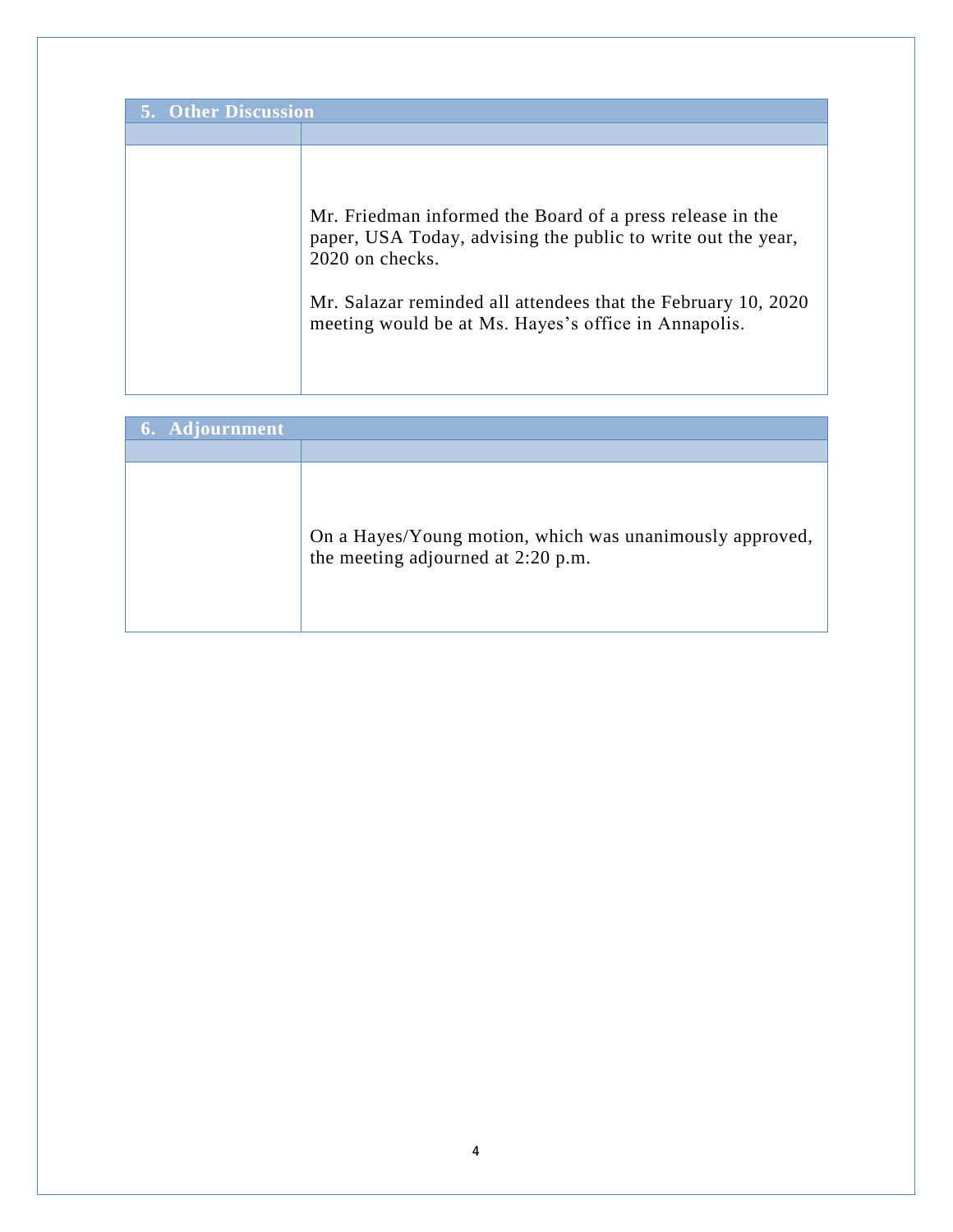## 5. Other Discussion

Mr. Friedman informed the Board of a press release in the paper, USA Today, advising the public to write out the year, 2020 on checks.

Mr. Salazar reminded all attendees that the February 10, 2020 meeting would be at Ms. Hayes's office in Annapolis.

## 6. Adjournment

On a Hayes/Young motion, which was unanimously approved, the meeting adjourned at 2:20 p.m.